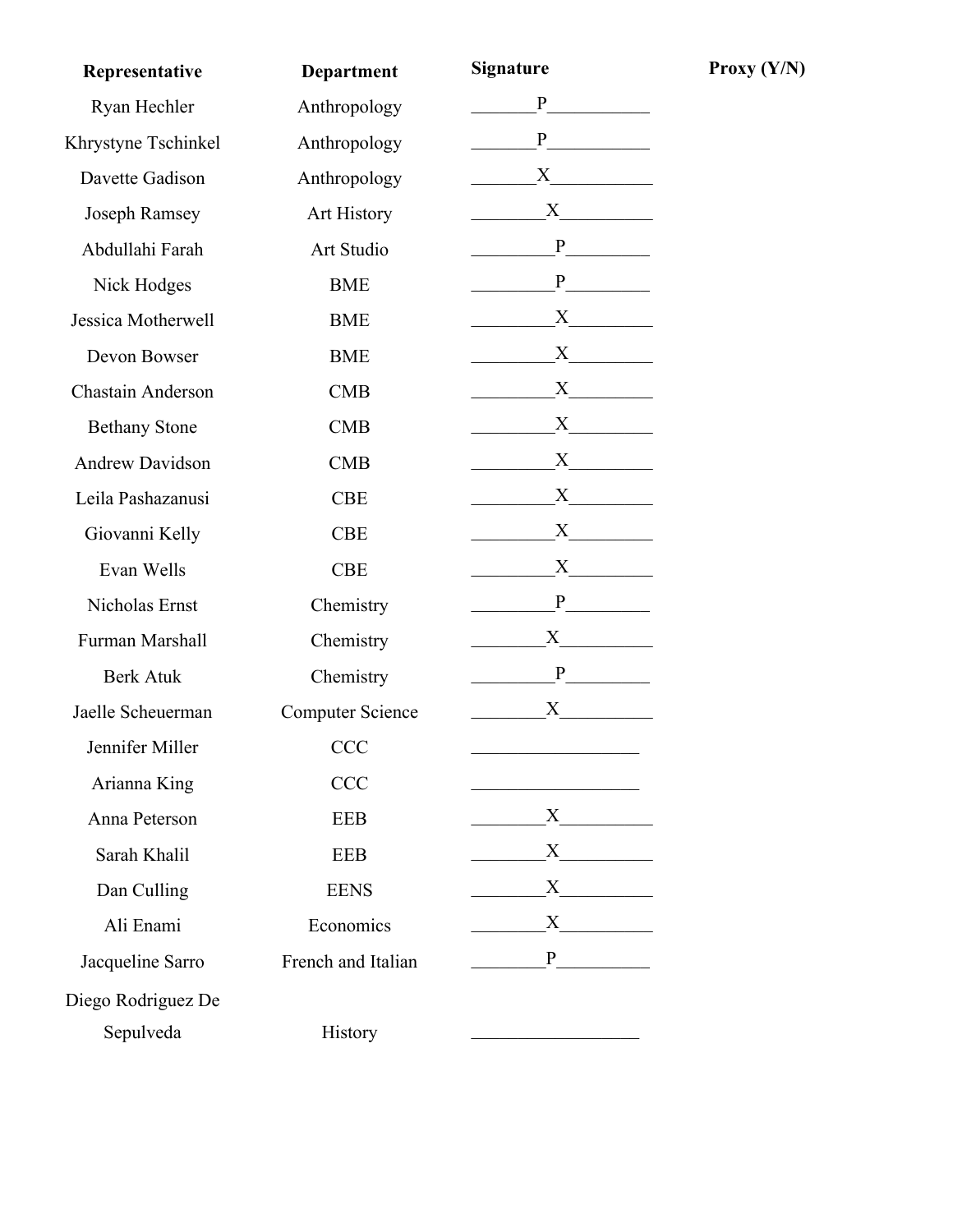| Representative | Department | Signature | Proxy (Y/N) |
| --- | --- | --- | --- |
| Ryan Hechler | Anthropology | P | |
| Khrystyne Tschinkel | Anthropology | P | |
| Davette Gadison | Anthropology | X | |
| Joseph Ramsey | Art History | X | |
| Abdullahi Farah | Art Studio | P | |
| Nick Hodges | BME | P | |
| Jessica Motherwell | BME | X | |
| Devon Bowser | BME | X | |
| Chastain Anderson | CMB | X | |
| Bethany Stone | CMB | X | |
| Andrew Davidson | CMB | X | |
| Leila Pashazanusi | CBE | X | |
| Giovanni Kelly | CBE | X | |
| Evan Wells | CBE | X | |
| Nicholas Ernst | Chemistry | P | |
| Furman Marshall | Chemistry | X | |
| Berk Atuk | Chemistry | P | |
| Jaelle Scheuerman | Computer Science | X | |
| Jennifer Miller | CCC | | |
| Arianna King | CCC | | |
| Anna Peterson | EEB | X | |
| Sarah Khalil | EEB | X | |
| Dan Culling | EENS | X | |
| Ali Enami | Economics | X | |
| Jacqueline Sarro | French and Italian | P | |
| Diego Rodriguez De Sepulveda | History | | |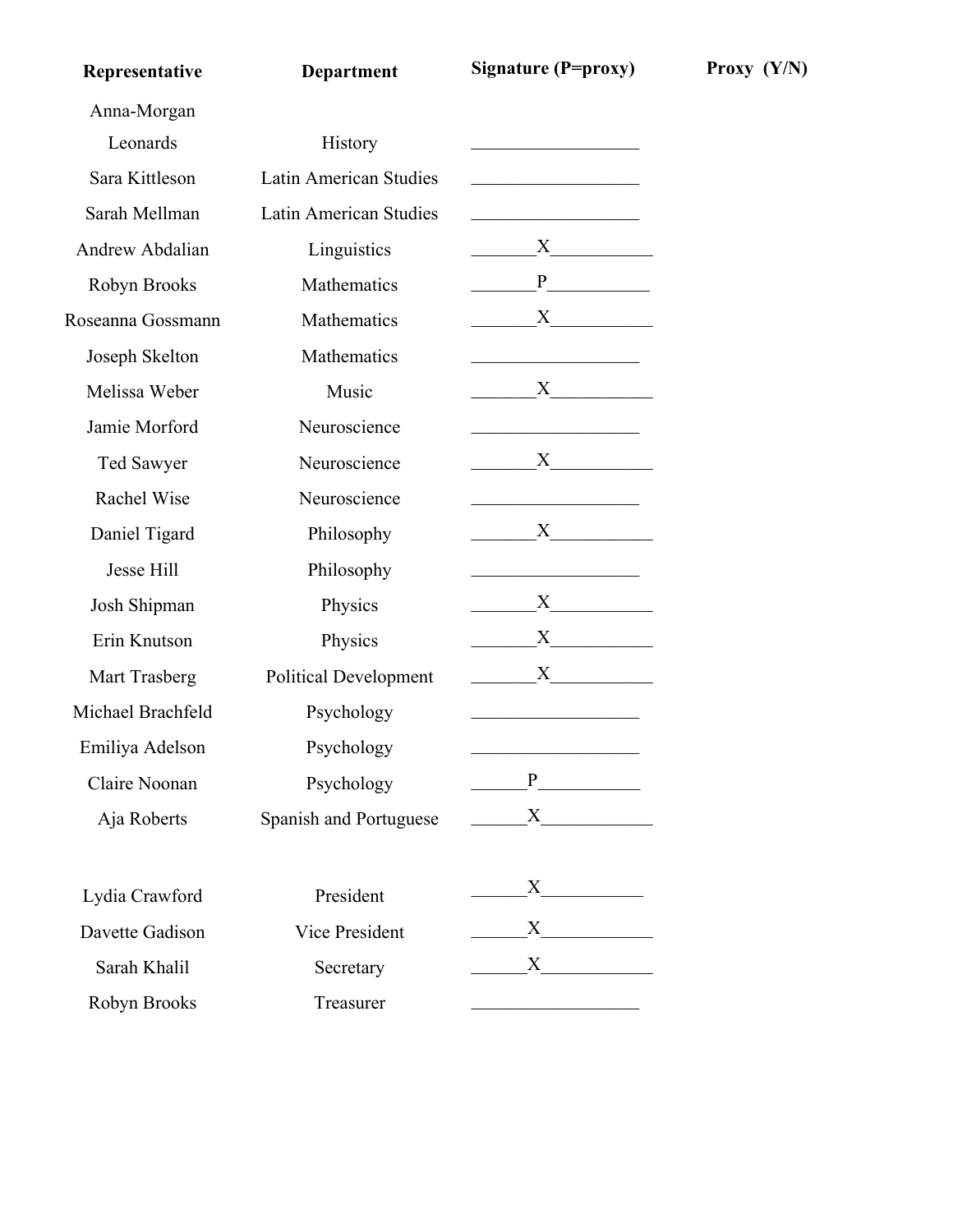| Representative | Department | Signature (P=proxy) | Proxy (Y/N) |
| --- | --- | --- | --- |
| Anna-Morgan Leonards | History | __________________ | |
| Sara Kittleson | Latin American Studies | __________________ | |
| Sarah Mellman | Latin American Studies | __________________ | |
| Andrew Abdalian | Linguistics | _______X___________ | |
| Robyn Brooks | Mathematics | _______P___________ | |
| Roseanna Gossmann | Mathematics | _______X___________ | |
| Joseph Skelton | Mathematics | __________________ | |
| Melissa Weber | Music | _______X___________ | |
| Jamie Morford | Neuroscience | __________________ | |
| Ted Sawyer | Neuroscience | _______X___________ | |
| Rachel Wise | Neuroscience | __________________ | |
| Daniel Tigard | Philosophy | _______X___________ | |
| Jesse Hill | Philosophy | __________________ | |
| Josh Shipman | Physics | _______X___________ | |
| Erin Knutson | Physics | _______X___________ | |
| Mart Trasberg | Political Development | _______X___________ | |
| Michael Brachfeld | Psychology | __________________ | |
| Emiliya Adelson | Psychology | __________________ | |
| Claire Noonan | Psychology | ______P___________ | |
| Aja Roberts | Spanish and Portuguese | ______X____________ | |
| | | | |
| Lydia Crawford | President | ______X___________ | |
| Davette Gadison | Vice President | ______X____________ | |
| Sarah Khalil | Secretary | ______X____________ | |
| Robyn Brooks | Treasurer | __________________ | |